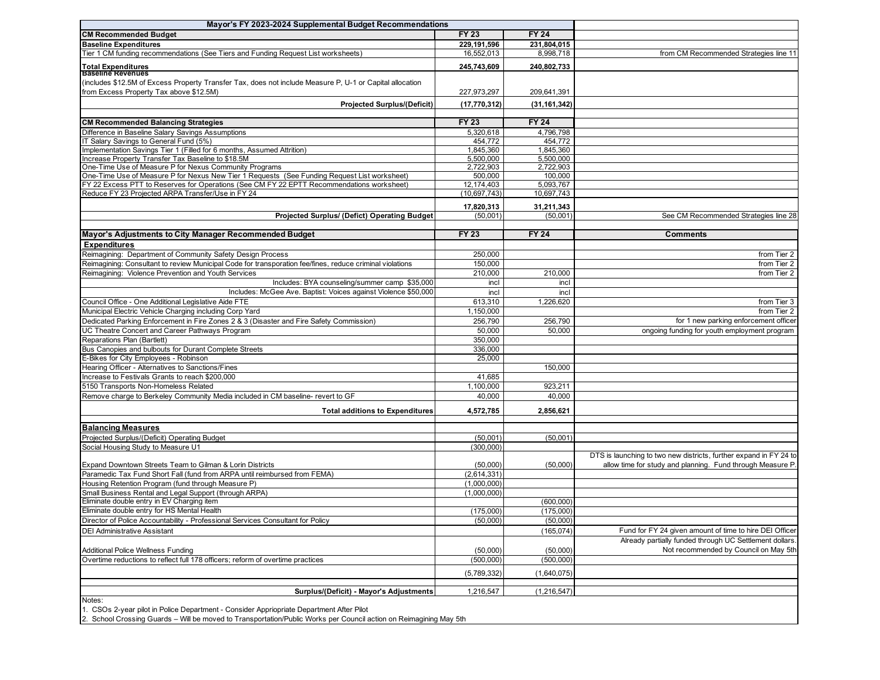| Mayor's FY 2023-2024 Supplemental Budget Recommendations | | | |
|---|---|---|---|
| **CM Recommended Budget** | **FY 23** | **FY 24** | |
| **Baseline Expenditures** | **229,191,596** | **231,804,015** | |
| Tier 1 CM funding recommendations (See Tiers and Funding Request List worksheets) | 16,552,013 | 8,998,718 | from CM Recommended Strategies line 11 |
| **Total Expenditures** | **245,743,609** | **240,802,733** | |
| **Baseline Revenues** (includes $12.5M of Excess Property Transfer Tax, does not include Measure P, U-1 or Capital allocation from Excess Property Tax above $12.5M) | 227,973,297 | 209,641,391 | |
| **Projected Surplus/(Deficit)** | **(17,770,312)** | **(31,161,342)** | |
| | | | |
| **CM Recommended Balancing Strategies** | **FY 23** | **FY 24** | |
| Difference in Baseline Salary Savings Assumptions | 5,320,618 | 4,796,798 | |
| IT Salary Savings to General Fund (5%) | 454,772 | 454,772 | |
| Implementation Savings Tier 1 (Filled for 6 months, Assumed Attrition) | 1,845,360 | 1,845,360 | |
| Increase Property Transfer Tax Baseline to $18.5M | 5,500,000 | 5,500,000 | |
| One-Time Use of Measure P for Nexus Community Programs | 2,722,903 | 2,722,903 | |
| One-Time Use of Measure P for Nexus New Tier 1 Requests (See Funding Request List worksheet) | 500,000 | 100,000 | |
| FY 22 Excess PTT to Reserves for Operations (See CM FY 22 EPTT Recommendations worksheet) | 12,174,403 | 5,093,767 | |
| Reduce FY 23 Projected ARPA Transfer/Use in FY 24 | (10,697,743) | 10,697,743 | |
| | **17,820,313** | **31,211,343** | |
| **Projected Surplus/ (Defict) Operating Budget** | (50,001) | (50,001) | See CM Recommended Strategies line 28 |
| | | | |
| **Mayor's Adjustments to City Manager Recommended Budget** | **FY 23** | **FY 24** | **Comments** |
| **Expenditures** | | | |
| Reimagining: Department of Community Safety Design Process | 250,000 | | from Tier 2 |
| Reimagining: Consultant to review Municipal Code for transporation fee/fines, reduce criminal violations | 150,000 | | from Tier 2 |
| Reimagining: Violence Prevention and Youth Services | 210,000 | 210,000 | from Tier 2 |
| Includes: BYA counseling/summer camp $35,000 | incl | incl | |
| Includes: McGee Ave. Baptist: Voices against Violence $50,000 | incl | incl | |
| Council Office - One Additional Legislative Aide FTE | 613,310 | 1,226,620 | from Tier 3 |
| Municipal Electric Vehicle Charging including Corp Yard | 1,150,000 | | from Tier 2 |
| Dedicated Parking Enforcement in Fire Zones 2 & 3 (Disaster and Fire Safety Commission) | 256,790 | 256,790 | for 1 new parking enforcement officer |
| UC Theatre Concert and Career Pathways Program | 50,000 | 50,000 | ongoing funding for youth employment program |
| Reparations Plan (Bartlett) | 350,000 | | |
| Bus Canopies and bulbouts for Durant Complete Streets | 336,000 | | |
| E-Bikes for City Employees - Robinson | 25,000 | | |
| Hearing Officer - Alternatives to Sanctions/Fines | | 150,000 | |
| Increase to Festivals Grants to reach $200,000 | 41,685 | | |
| 5150 Transports Non-Homeless Related | 1,100,000 | 923,211 | |
| Remove charge to Berkeley Community Media included in CM baseline- revert to GF | 40,000 | 40,000 | |
| **Total additions to Expenditures** | **4,572,785** | **2,856,621** | |
| | | | |
| **Balancing Measures** | | | |
| Projected Surplus/(Deficit) Operating Budget | (50,001) | (50,001) | |
| Social Housing Study to Measure U1 | (300,000) | | |
| Expand Downtown Streets Team to Gilman & Lorin Districts | (50,000) | (50,000) | DTS is launching to two new districts, further expand in FY 24 to allow time for study and planning. Fund through Measure P. |
| Paramedic Tax Fund Short Fall (fund from ARPA until reimbursed from FEMA) | (2,614,331) | | |
| Housing Retention Program (fund through Measure P) | (1,000,000) | | |
| Small Business Rental and Legal Support (through ARPA) | (1,000,000) | | |
| Eliminate double entry in EV Charging item | | (600,000) | |
| Eliminate double entry for HS Mental Health | (175,000) | (175,000) | |
| Director of Police Accountability - Professional Services Consultant for Policy | (50,000) | (50,000) | |
| DEI Administrative Assistant | | (165,074) | Fund for FY 24 given amount of time to hire DEI Officer |
| Additional Police Wellness Funding | (50,000) | (50,000) | Already partially funded through UC Settlement dollars. Not recommended by Council on May 5th |
| Overtime reductions to reflect full 178 officers; reform of overtime practices | (500,000) | (500,000) | |
| | (5,789,332) | (1,640,075) | |
| | | | |
| **Surplus/(Deficit) - Mayor's Adjustments** | 1,216,547 | (1,216,547) | |

Notes:

1. CSOs 2-year pilot in Police Department - Consider Appriopriate Department After Pilot
2. School Crossing Guards – Will be moved to Transportation/Public Works per Council action on Reimagining May 5th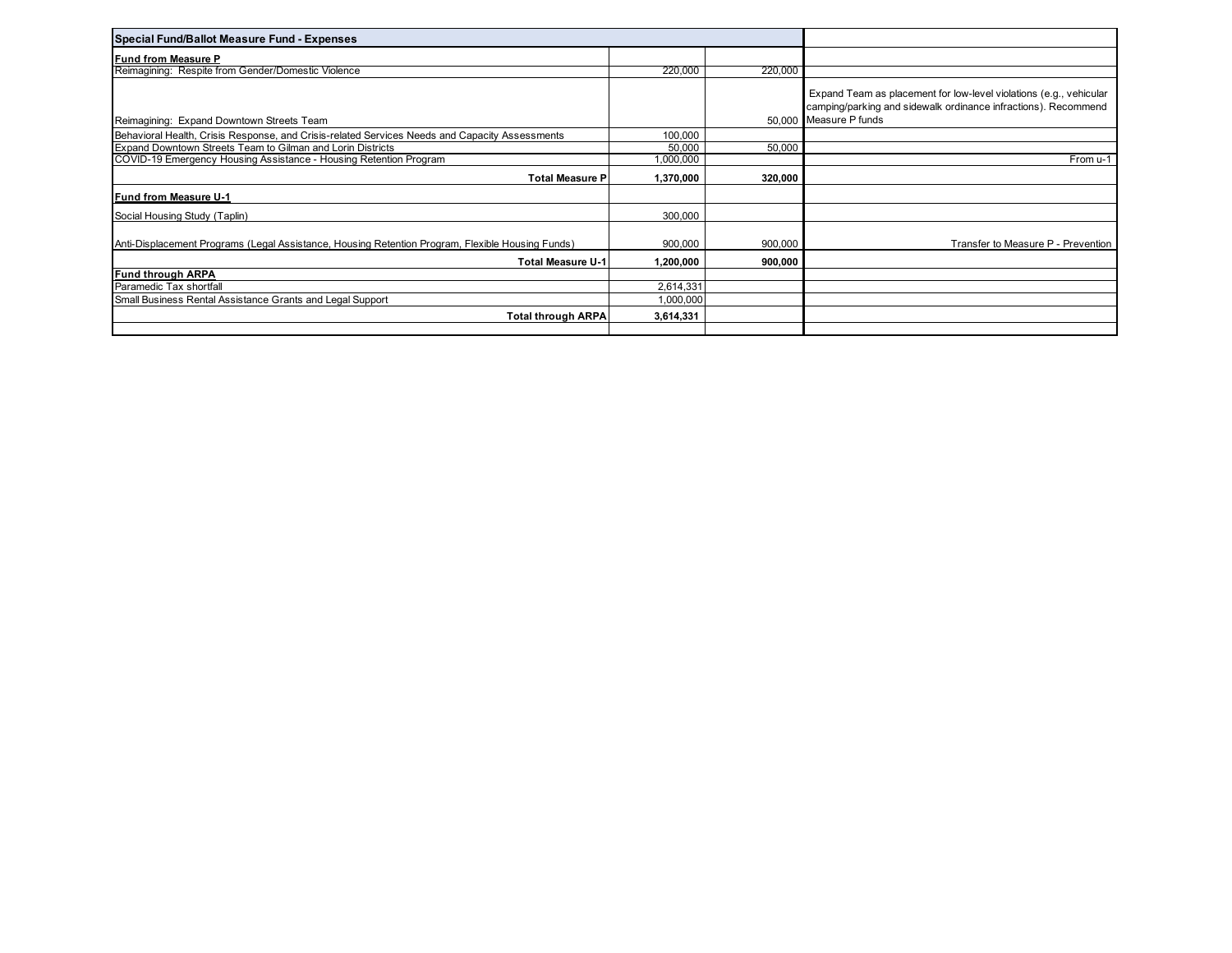| Special Fund/Ballot Measure Fund - Expenses | | | |
| --- | --- | --- | --- |
| **Fund from Measure P** | | | |
| Reimagining: Respite from Gender/Domestic Violence | 220,000 | 220,000 | |
| Reimagining: Expand Downtown Streets Team | | 50,000 | Expand Team as placement for low-level violations (e.g., vehicular camping/parking and sidewalk ordinance infractions). Recommend Measure P funds |
| Behavioral Health, Crisis Response, and Crisis-related Services Needs and Capacity Assessments | 100,000 | | |
| Expand Downtown Streets Team to Gilman and Lorin Districts | 50,000 | 50,000 | |
| COVID-19 Emergency Housing Assistance - Housing Retention Program | 1,000,000 | | From u-1 |
| **Total Measure P** | **1,370,000** | **320,000** | |
| **Fund from Measure U-1** | | | |
| Social Housing Study (Taplin) | 300,000 | | |
| Anti-Displacement Programs (Legal Assistance, Housing Retention Program, Flexible Housing Funds) | 900,000 | 900,000 | Transfer to Measure P - Prevention |
| **Total Measure U-1** | **1,200,000** | **900,000** | |
| **Fund through ARPA** | | | |
| Paramedic Tax shortfall | 2,614,331 | | |
| Small Business Rental Assistance Grants and Legal Support | 1,000,000 | | |
| **Total through ARPA** | **3,614,331** | | |
| | | | |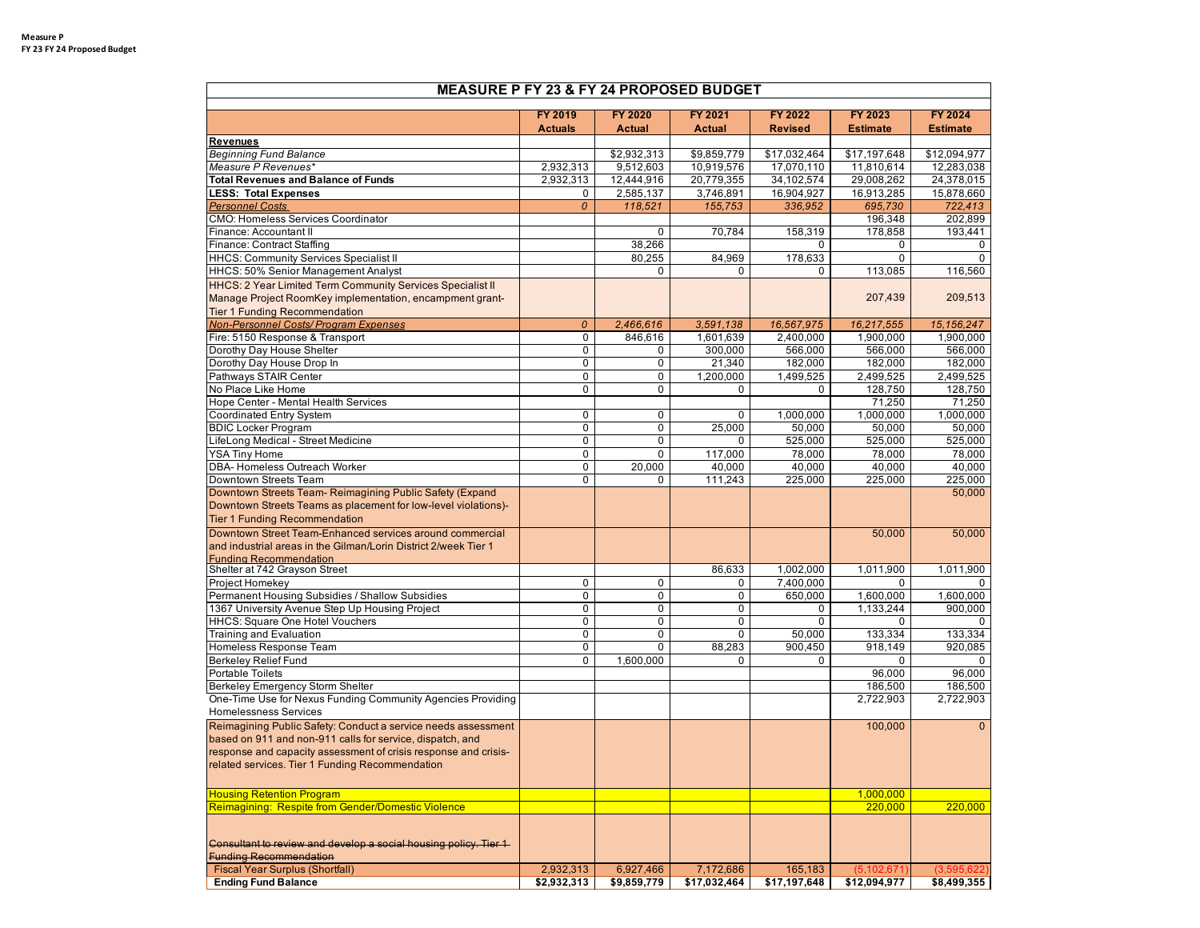**Measure P**
**FY 23 FY 24 Proposed Budget**

| MEASURE P FY 23 & FY 24 PROPOSED BUDGET | | | | | | |
|---|---|---|---|---|---|---|
| | **FY 2019 Actuals** | **FY 2020 Actual** | **FY 2021 Actual** | **FY 2022 Revised** | **FY 2023 Estimate** | **FY 2024 Estimate** |
| **Revenues** | | | | | | |
| *Beginning Fund Balance* | | $2,932,313 | $9,859,779 | $17,032,464 | $17,197,648 | $12,094,977 |
| *Measure P Revenues** | 2,932,313 | 9,512,603 | 10,919,576 | 17,070,110 | 11,810,614 | 12,283,038 |
| **Total Revenues and Balance of Funds** | 2,932,313 | 12,444,916 | 20,779,355 | 34,102,574 | 29,008,262 | 24,378,015 |
| **LESS: Total Expenses** | 0 | 2,585,137 | 3,746,891 | 16,904,927 | 16,913,285 | 15,878,660 |
| *Personnel Costs* | *0* | *118,521* | *155,753* | *336,952* | *695,730* | *722,413* |
| CMO: Homeless Services Coordinator | | | | | 196,348 | 202,899 |
| Finance: Accountant II | | 0 | 70,784 | 158,319 | 178,858 | 193,441 |
| Finance: Contract Staffing | | 38,266 | | 0 | 0 | 0 |
| HHCS: Community Services Specialist II | | 80,255 | 84,969 | 178,633 | 0 | 0 |
| HHCS: 50% Senior Management Analyst | | 0 | 0 | 0 | 113,085 | 116,560 |
| HHCS: 2 Year Limited Term Community Services Specialist II Manage Project RoomKey implementation, encampment grant- Tier 1 Funding Recommendation | | | | | 207,439 | 209,513 |
| *Non-Personnel Costs/ Program Expenses* | *0* | *2,466,616* | *3,591,138* | *16,567,975* | *16,217,555* | *15,156,247* |
| Fire: 5150 Response & Transport | 0 | 846,616 | 1,601,639 | 2,400,000 | 1,900,000 | 1,900,000 |
| Dorothy Day House Shelter | 0 | 0 | 300,000 | 566,000 | 566,000 | 566,000 |
| Dorothy Day House Drop In | 0 | 0 | 21,340 | 182,000 | 182,000 | 182,000 |
| Pathways STAIR Center | 0 | 0 | 1,200,000 | 1,499,525 | 2,499,525 | 2,499,525 |
| No Place Like Home | 0 | 0 | 0 | 0 | 128,750 | 128,750 |
| Hope Center - Mental Health Services | | | | | 71,250 | 71,250 |
| Coordinated Entry System | 0 | 0 | 0 | 1,000,000 | 1,000,000 | 1,000,000 |
| BDIC Locker Program | 0 | 0 | 25,000 | 50,000 | 50,000 | 50,000 |
| LifeLong Medical - Street Medicine | 0 | 0 | 0 | 525,000 | 525,000 | 525,000 |
| YSA Tiny Home | 0 | 0 | 117,000 | 78,000 | 78,000 | 78,000 |
| DBA- Homeless Outreach Worker | 0 | 20,000 | 40,000 | 40,000 | 40,000 | 40,000 |
| Downtown Streets Team | 0 | 0 | 111,243 | 225,000 | 225,000 | 225,000 |
| Downtown Streets Team- Reimagining Public Safety (Expand Downtown Streets Teams as placement for low-level violations)- Tier 1 Funding Recommendation | | | | | | 50,000 |
| Downtown Street Team-Enhanced services around commercial and industrial areas in the Gilman/Lorin District 2/week Tier 1 Funding Recommendation | | | | | 50,000 | 50,000 |
| Shelter at 742 Grayson Street | | | 86,633 | 1,002,000 | 1,011,900 | 1,011,900 |
| Project Homekey | 0 | 0 | 0 | 7,400,000 | 0 | 0 |
| Permanent Housing Subsidies / Shallow Subsidies | 0 | 0 | 0 | 650,000 | 1,600,000 | 1,600,000 |
| 1367 University Avenue Step Up Housing Project | 0 | 0 | 0 | 0 | 1,133,244 | 900,000 |
| HHCS: Square One Hotel Vouchers | 0 | 0 | 0 | 0 | 0 | 0 |
| Training and Evaluation | 0 | 0 | 0 | 50,000 | 133,334 | 133,334 |
| Homeless Response Team | 0 | 0 | 88,283 | 900,450 | 918,149 | 920,085 |
| Berkeley Relief Fund | 0 | 1,600,000 | 0 | 0 | 0 | 0 |
| Portable Toilets | | | | | 96,000 | 96,000 |
| Berkeley Emergency Storm Shelter | | | | | 186,500 | 186,500 |
| One-Time Use for Nexus Funding Community Agencies Providing Homelessness Services | | | | | 2,722,903 | 2,722,903 |
| Reimagining Public Safety: Conduct a service needs assessment based on 911 and non-911 calls for service, dispatch, and response and capacity assessment of crisis response and crisis-related services. Tier 1 Funding Recommendation | | | | | 100,000 | 0 |
| Housing Retention Program | | | | | 1,000,000 | |
| Reimagining: Respite from Gender/Domestic Violence | | | | | 220,000 | 220,000 |
| ~~Consultant to review and develop a social housing policy. Tier 1 Funding Recommendation~~ | | | | | | |
| Fiscal Year Surplus (Shortfall) | 2,932,313 | 6,927,466 | 7,172,686 | 165,183 | (5,102,671) | (3,595,622) |
| **Ending Fund Balance** | **$2,932,313** | **$9,859,779** | **$17,032,464** | **$17,197,648** | **$12,094,977** | **$8,499,355** |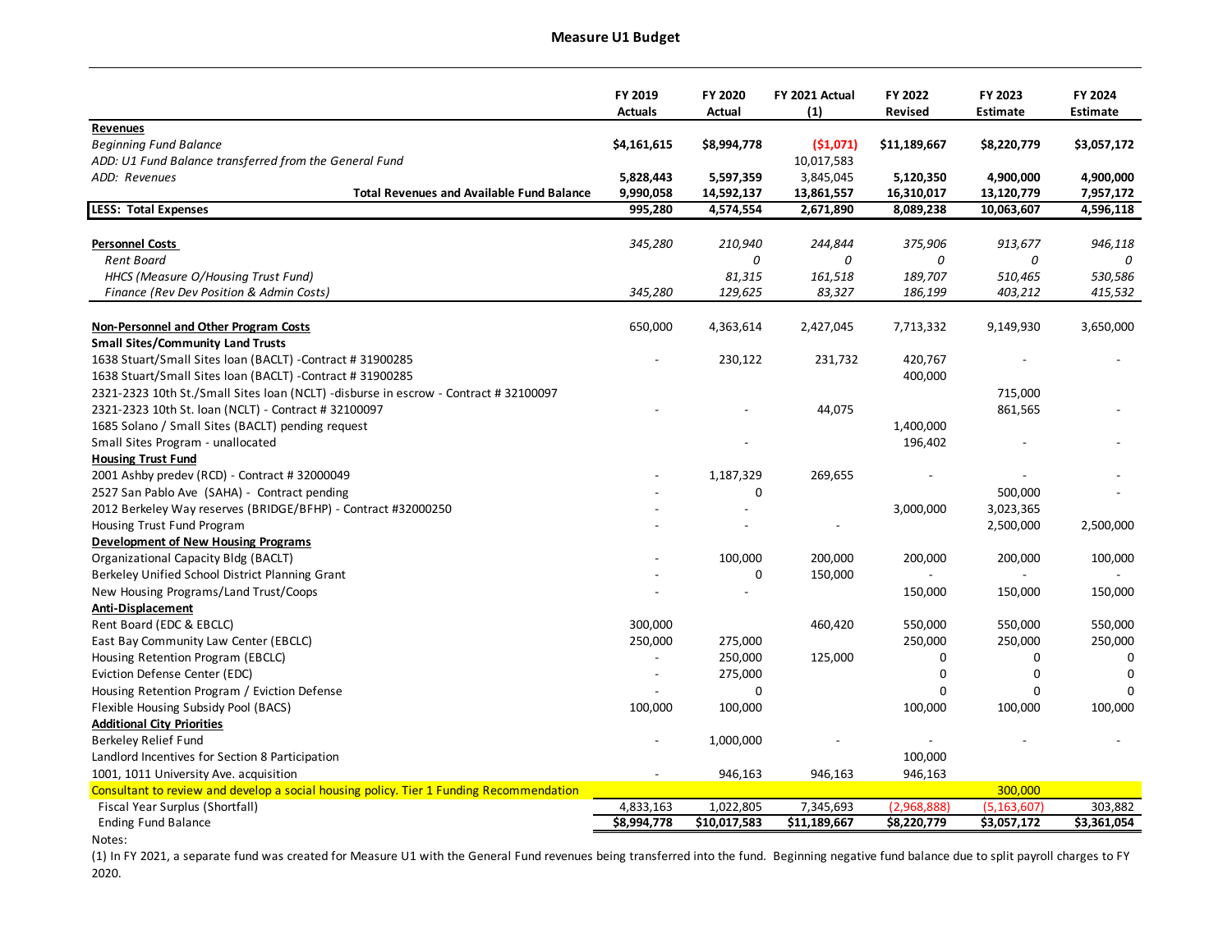## Measure U1 Budget

| | FY 2019 Actuals | FY 2020 Actual | FY 2021 Actual (1) | FY 2022 Revised | FY 2023 Estimate | FY 2024 Estimate |
|---|---|---|---|---|---|---|
| **Revenues** | | | | | | |
| *Beginning Fund Balance* | **$4,161,615** | **$8,994,778** | **($1,071)** | **$11,189,667** | **$8,220,779** | **$3,057,172** |
| *ADD: U1 Fund Balance transferred from the General Fund* | | | 10,017,583 | | | |
| *ADD: Revenues* | **5,828,443** | **5,597,359** | 3,845,045 | **5,120,350** | **4,900,000** | **4,900,000** |
| **Total Revenues and Available Fund Balance** | **9,990,058** | **14,592,137** | **13,861,557** | **16,310,017** | **13,120,779** | **7,957,172** |
| **LESS: Total Expenses** | **995,280** | **4,574,554** | **2,671,890** | **8,089,238** | **10,063,607** | **4,596,118** |
| | | | | | | |
| **Personnel Costs** | *345,280* | *210,940* | *244,844* | *375,906* | *913,677* | *946,118* |
| *Rent Board* | | *0* | *0* | *0* | *0* | *0* |
| *HHCS (Measure O/Housing Trust Fund)* | | *81,315* | *161,518* | *189,707* | *510,465* | *530,586* |
| *Finance (Rev Dev Position & Admin Costs)* | *345,280* | *129,625* | *83,327* | *186,199* | *403,212* | *415,532* |
| | | | | | | |
| **Non-Personnel and Other Program Costs** | 650,000 | 4,363,614 | 2,427,045 | 7,713,332 | 9,149,930 | 3,650,000 |
| **Small Sites/Community Land Trusts** | | | | | | |
| 1638 Stuart/Small Sites loan (BACLT) -Contract # 31900285 | - | 230,122 | 231,732 | 420,767 | - | - |
| 1638 Stuart/Small Sites loan (BACLT) -Contract # 31900285 | | | | 400,000 | | |
| 2321-2323 10th St./Small Sites loan (NCLT) -disburse in escrow - Contract # 32100097 | | | | | 715,000 | |
| 2321-2323 10th St. loan (NCLT) - Contract # 32100097 | - | - | 44,075 | | 861,565 | - |
| 1685 Solano / Small Sites (BACLT) pending request | | | | 1,400,000 | | |
| Small Sites Program - unallocated | | - | | 196,402 | - | - |
| **Housing Trust Fund** | | | | | | |
| 2001 Ashby predev (RCD) - Contract # 32000049 | - | 1,187,329 | 269,655 | - | - | - |
| 2527 San Pablo Ave (SAHA) - Contract pending | - | 0 | | | 500,000 | - |
| 2012 Berkeley Way reserves (BRIDGE/BFHP) - Contract #32000250 | - | - | | 3,000,000 | 3,023,365 | |
| Housing Trust Fund Program | - | - | - | | 2,500,000 | 2,500,000 |
| **Development of New Housing Programs** | | | | | | |
| Organizational Capacity Bldg (BACLT) | - | 100,000 | 200,000 | 200,000 | 200,000 | 100,000 |
| Berkeley Unified School District Planning Grant | - | 0 | 150,000 | - | - | - |
| New Housing Programs/Land Trust/Coops | - | - | | 150,000 | 150,000 | 150,000 |
| **Anti-Displacement** | | | | | | |
| Rent Board (EDC & EBCLC) | 300,000 | | 460,420 | 550,000 | 550,000 | 550,000 |
| East Bay Community Law Center (EBCLC) | 250,000 | 275,000 | | 250,000 | 250,000 | 250,000 |
| Housing Retention Program (EBCLC) | - | 250,000 | 125,000 | 0 | 0 | 0 |
| Eviction Defense Center (EDC) | - | 275,000 | | 0 | 0 | 0 |
| Housing Retention Program / Eviction Defense | - | 0 | | 0 | 0 | 0 |
| Flexible Housing Subsidy Pool (BACS) | 100,000 | 100,000 | | 100,000 | 100,000 | 100,000 |
| **Additional City Priorities** | | | | | | |
| Berkeley Relief Fund | - | 1,000,000 | - | - | - | - |
| Landlord Incentives for Section 8 Participation | | | | 100,000 | | |
| 1001, 1011 University Ave. acquisition | - | 946,163 | 946,163 | 946,163 | | |
| Consultant to review and develop a social housing policy. Tier 1 Funding Recommendation | | | | | 300,000 | |
| Fiscal Year Surplus (Shortfall) | 4,833,163 | 1,022,805 | 7,345,693 | (2,968,888) | (5,163,607) | 303,882 |
| Ending Fund Balance | $8,994,778 | $10,017,583 | $11,189,667 | $8,220,779 | $3,057,172 | $3,361,054 |

Notes:

(1) In FY 2021, a separate fund was created for Measure U1 with the General Fund revenues being transferred into the fund. Beginning negative fund balance due to split payroll charges to FY 2020.